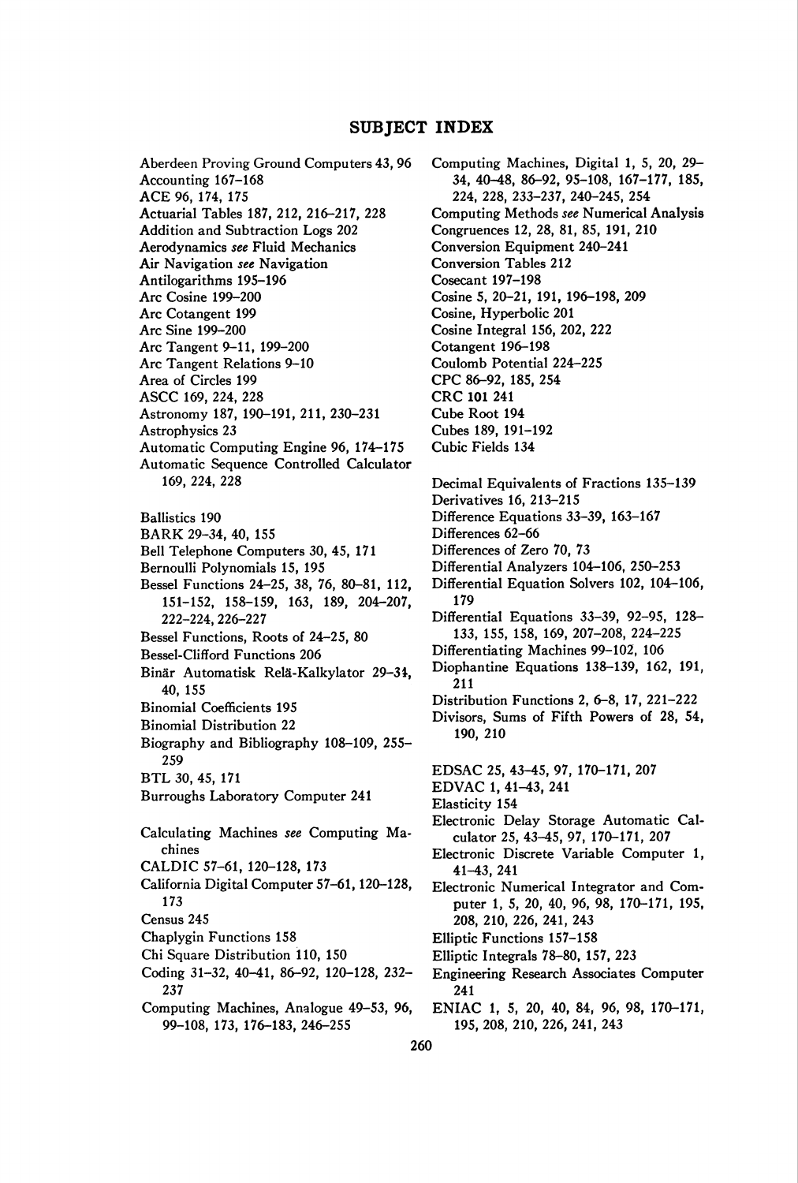# SUBJECT INDEX

Aberdeen Proving Ground Computers 43, 96
Accounting 167–168
ACE 96, 174, 175
Actuarial Tables 187, 212, 216–217, 228
Addition and Subtraction Logs 202
Aerodynamics *see* Fluid Mechanics
Air Navigation *see* Navigation
Antilogarithms 195–196
Arc Cosine 199–200
Arc Cotangent 199
Arc Sine 199–200
Arc Tangent 9–11, 199–200
Arc Tangent Relations 9–10
Area of Circles 199
ASCC 169, 224, 228
Astronomy 187, 190–191, 211, 230–231
Astrophysics 23
Automatic Computing Engine 96, 174–175
Automatic Sequence Controlled Calculator 169, 224, 228

Ballistics 190
BARK 29–34, 40, 155
Bell Telephone Computers 30, 45, 171
Bernoulli Polynomials 15, 195
Bessel Functions 24–25, 38, 76, 80–81, 112, 151–152, 158–159, 163, 189, 204–207, 222–224, 226–227
Bessel Functions, Roots of 24–25, 80
Bessel-Clifford Functions 206
Binär Automatisk Relä-Kalkylator 29–34, 40, 155
Binomial Coefficients 195
Binomial Distribution 22
Biography and Bibliography 108–109, 255–259
BTL 30, 45, 171
Burroughs Laboratory Computer 241

Calculating Machines *see* Computing Machines
CALDIC 57–61, 120–128, 173
California Digital Computer 57–61, 120–128, 173
Census 245
Chaplygin Functions 158
Chi Square Distribution 110, 150
Coding 31–32, 40–41, 86–92, 120–128, 232–237
Computing Machines, Analogue 49–53, 96, 99–108, 173, 176–183, 246–255
Computing Machines, Digital 1, 5, 20, 29–34, 40–48, 86–92, 95–108, 167–177, 185, 224, 228, 233–237, 240–245, 254
Computing Methods *see* Numerical Analysis
Congruences 12, 28, 81, 85, 191, 210
Conversion Equipment 240–241
Conversion Tables 212
Cosecant 197–198
Cosine 5, 20–21, 191, 196–198, 209
Cosine, Hyperbolic 201
Cosine Integral 156, 202, 222
Cotangent 196–198
Coulomb Potential 224–225
CPC 86–92, 185, 254
CRC **101** 241
Cube Root 194
Cubes 189, 191–192
Cubic Fields 134

Decimal Equivalents of Fractions 135–139
Derivatives 16, 213–215
Difference Equations 33–39, 163–167
Differences 62–66
Differences of Zero 70, 73
Differential Analyzers 104–106, 250–253
Differential Equation Solvers 102, 104–106, 179
Differential Equations 33–39, 92–95, 128–133, 155, 158, 169, 207–208, 224–225
Differentiating Machines 99–102, 106
Diophantine Equations 138–139, 162, 191, 211
Distribution Functions 2, 6–8, 17, 221–222
Divisors, Sums of Fifth Powers of 28, 54, 190, 210

EDSAC 25, 43–45, 97, 170–171, 207
EDVAC 1, 41–43, 241
Elasticity 154
Electronic Delay Storage Automatic Calculator 25, 43–45, 97, 170–171, 207
Electronic Discrete Variable Computer 1, 41–43, 241
Electronic Numerical Integrator and Computer 1, 5, 20, 40, 96, 98, 170–171, 195, 208, 210, 226, 241, 243
Elliptic Functions 157–158
Elliptic Integrals 78–80, 157, 223
Engineering Research Associates Computer 241
ENIAC 1, 5, 20, 40, 84, 96, 98, 170–171, 195, 208, 210, 226, 241, 243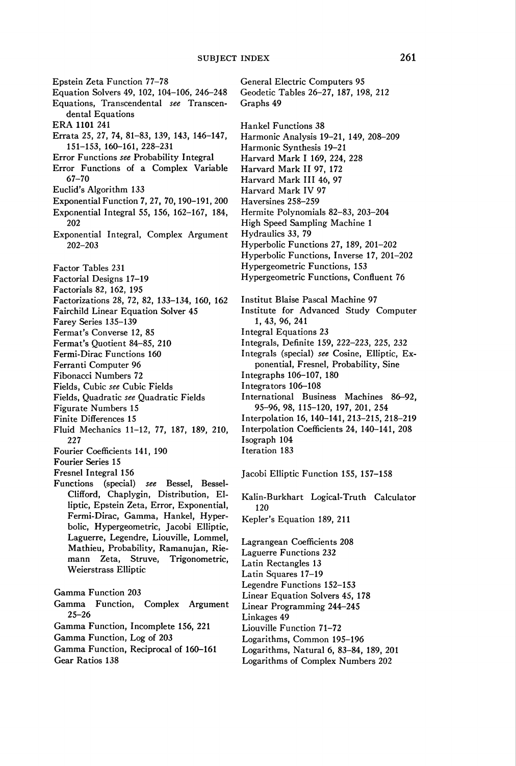Epstein Zeta Function 77–78
Equation Solvers 49, 102, 104–106, 246–248
Equations, Transcendental *see* Transcendental Equations
ERA 1101 241
Errata 25, 27, 74, 81–83, 139, 143, 146–147, 151–153, 160–161, 228–231
Error Functions *see* Probability Integral
Error Functions of a Complex Variable 67–70
Euclid's Algorithm 133
Exponential Function 7, 27, 70, 190–191, 200
Exponential Integral 55, 156, 162–167, 184, 202
Exponential Integral, Complex Argument 202–203

Factor Tables 231
Factorial Designs 17–19
Factorials 82, 162, 195
Factorizations 28, 72, 82, 133–134, 160, 162
Fairchild Linear Equation Solver 45
Farey Series 135–139
Fermat's Converse 12, 85
Fermat's Quotient 84–85, 210
Fermi-Dirac Functions 160
Ferranti Computer 96
Fibonacci Numbers 72
Fields, Cubic *see* Cubic Fields
Fields, Quadratic *see* Quadratic Fields
Figurate Numbers 15
Finite Differences 15
Fluid Mechanics 11–12, 77, 187, 189, 210, 227
Fourier Coefficients 141, 190
Fourier Series 15
Fresnel Integral 156
Functions (special) *see* Bessel, Bessel-Clifford, Chaplygin, Distribution, Elliptic, Epstein Zeta, Error, Exponential, Fermi-Dirac, Gamma, Hankel, Hyperbolic, Hypergeometric, Jacobi Elliptic, Laguerre, Legendre, Liouville, Lommel, Mathieu, Probability, Ramanujan, Riemann Zeta, Struve, Trigonometric, Weierstrass Elliptic

Gamma Function 203
Gamma Function, Complex Argument 25–26
Gamma Function, Incomplete 156, 221
Gamma Function, Log of 203
Gamma Function, Reciprocal of 160–161
Gear Ratios 138

General Electric Computers 95
Geodetic Tables 26–27, 187, 198, 212
Graphs 49

Hankel Functions 38
Harmonic Analysis 19–21, 149, 208–209
Harmonic Synthesis 19–21
Harvard Mark I 169, 224, 228
Harvard Mark II 97, 172
Harvard Mark III 46, 97
Harvard Mark IV 97
Haversines 258–259
Hermite Polynomials 82–83, 203–204
High Speed Sampling Machine 1
Hydraulics 33, 79
Hyperbolic Functions 27, 189, 201–202
Hyperbolic Functions, Inverse 17, 201–202
Hypergeometric Functions, 153
Hypergeometric Functions, Confluent 76

Institut Blaise Pascal Machine 97
Institute for Advanced Study Computer 1, 43, 96, 241
Integral Equations 23
Integrals, Definite 159, 222–223, 225, 232
Integrals (special) *see* Cosine, Elliptic, Exponential, Fresnel, Probability, Sine
Integraphs 106–107, 180
Integrators 106–108
International Business Machines 86–92, 95–96, 98, 115–120, 197, 201, 254
Interpolation 16, 140–141, 213–215, 218–219
Interpolation Coefficients 24, 140–141, 208
Isograph 104
Iteration 183

Jacobi Elliptic Function 155, 157–158

Kalin-Burkhart Logical-Truth Calculator 120
Kepler's Equation 189, 211

Lagrangean Coefficients 208
Laguerre Functions 232
Latin Rectangles 13
Latin Squares 17–19
Legendre Functions 152–153
Linear Equation Solvers 45, 178
Linear Programming 244–245
Linkages 49
Liouville Function 71–72
Logarithms, Common 195–196
Logarithms, Natural 6, 83–84, 189, 201
Logarithms of Complex Numbers 202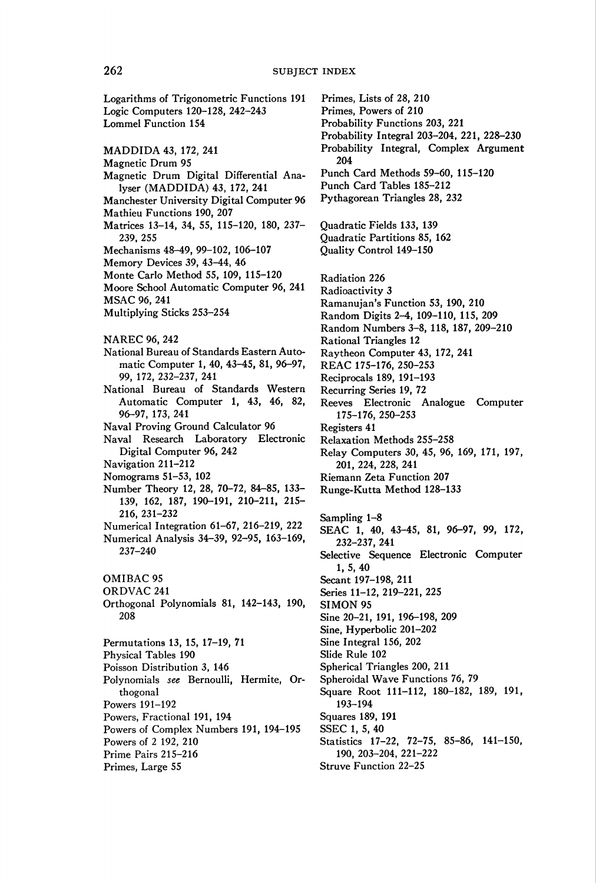Logarithms of Trigonometric Functions 191
Logic Computers 120–128, 242–243
Lommel Function 154

MADDIDA 43, 172, 241
Magnetic Drum 95
Magnetic Drum Digital Differential Analyser (MADDIDA) 43, 172, 241
Manchester University Digital Computer 96
Mathieu Functions 190, 207
Matrices 13–14, 34, 55, 115–120, 180, 237–239, 255
Mechanisms 48–49, 99–102, 106–107
Memory Devices 39, 43–44, 46
Monte Carlo Method 55, 109, 115–120
Moore School Automatic Computer 96, 241
MSAC 96, 241
Multiplying Sticks 253–254

NAREC 96, 242
National Bureau of Standards Eastern Automatic Computer 1, 40, 43–45, 81, 96–97, 99, 172, 232–237, 241
National Bureau of Standards Western Automatic Computer 1, 43, 46, 82, 96–97, 173, 241
Naval Proving Ground Calculator 96
Naval Research Laboratory Electronic Digital Computer 96, 242
Navigation 211–212
Nomograms 51–53, 102
Number Theory 12, 28, 70–72, 84–85, 133–139, 162, 187, 190–191, 210–211, 215–216, 231–232
Numerical Integration 61–67, 216–219, 222
Numerical Analysis 34–39, 92–95, 163–169, 237–240

OMIBAC 95
ORDVAC 241
Orthogonal Polynomials 81, 142–143, 190, 208

Permutations 13, 15, 17–19, 71
Physical Tables 190
Poisson Distribution 3, 146
Polynomials *see* Bernoulli, Hermite, Orthogonal
Powers 191–192
Powers, Fractional 191, 194
Powers of Complex Numbers 191, 194–195
Powers of 2 192, 210
Prime Pairs 215–216
Primes, Large 55
Primes, Lists of 28, 210
Primes, Powers of 210
Probability Functions 203, 221
Probability Integral 203–204, 221, 228–230
Probability Integral, Complex Argument 204
Punch Card Methods 59–60, 115–120
Punch Card Tables 185–212
Pythagorean Triangles 28, 232

Quadratic Fields 133, 139
Quadratic Partitions 85, 162
Quality Control 149–150

Radiation 226
Radioactivity 3
Ramanujan's Function 53, 190, 210
Random Digits 2–4, 109–110, 115, 209
Random Numbers 3–8, 118, 187, 209–210
Rational Triangles 12
Raytheon Computer 43, 172, 241
REAC 175–176, 250–253
Reciprocals 189, 191–193
Recurring Series 19, 72
Reeves Electronic Analogue Computer 175–176, 250–253
Registers 41
Relaxation Methods 255–258
Relay Computers 30, 45, 96, 169, 171, 197, 201, 224, 228, 241
Riemann Zeta Function 207
Runge-Kutta Method 128–133

Sampling 1–8
SEAC 1, 40, 43–45, 81, 96–97, 99, 172, 232–237, 241
Selective Sequence Electronic Computer 1, 5, 40
Secant 197–198, 211
Series 11–12, 219–221, 225
SIMON 95
Sine 20–21, 191, 196–198, 209
Sine, Hyperbolic 201–202
Sine Integral 156, 202
Slide Rule 102
Spherical Triangles 200, 211
Spheroidal Wave Functions 76, 79
Square Root 111–112, 180–182, 189, 191, 193–194
Squares 189, 191
SSEC 1, 5, 40
Statistics 17–22, 72–75, 85–86, 141–150, 190, 203–204, 221–222
Struve Function 22–25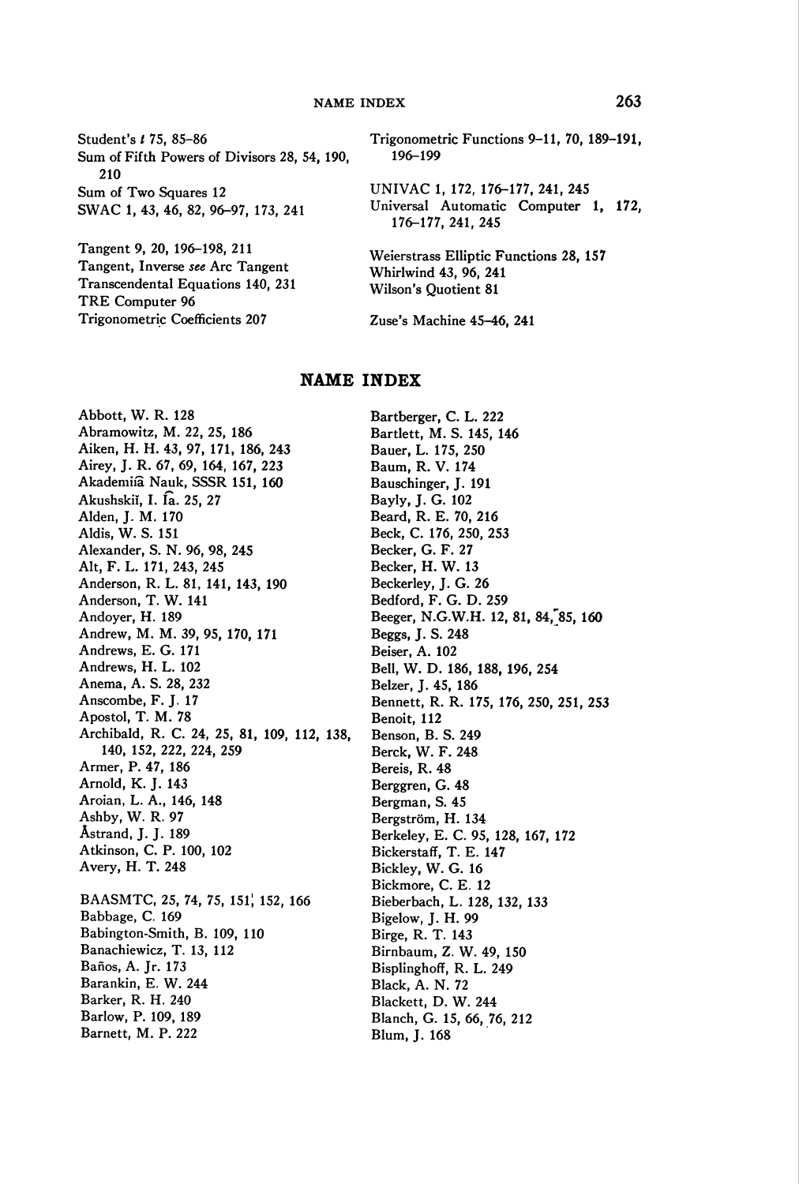Student's $t$ 75, 85–86
Sum of Fifth Powers of Divisors 28, 54, 190, 210
Sum of Two Squares 12
SWAC 1, 43, 46, 82, 96–97, 173, 241

Tangent 9, 20, 196–198, 211
Tangent, Inverse *see* Arc Tangent
Transcendental Equations 140, 231
TRE Computer 96
Trigonometric Coefficients 207
Trigonometric Functions 9–11, 70, 189–191, 196–199

UNIVAC 1, 172, 176–177, 241, 245
Universal Automatic Computer 1, 172, 176–177, 241, 245

Weierstrass Elliptic Functions 28, 157
Whirlwind 43, 96, 241
Wilson's Quotient 81

Zuse's Machine 45–46, 241

## NAME INDEX

Abbott, W. R. 128
Abramowitz, M. 22, 25, 186
Aiken, H. H. 43, 97, 171, 186, 243
Airey, J. R. 67, 69, 164, 167, 223
Akademiia Nauk, SSSR 151, 160
Akushskii, I. Ia. 25, 27
Alden, J. M. 170
Aldis, W. S. 151
Alexander, S. N. 96, 98, 245
Alt, F. L. 171, 243, 245
Anderson, R. L. 81, 141, 143, 190
Anderson, T. W. 141
Andoyer, H. 189
Andrew, M. M. 39, 95, 170, 171
Andrews, E. G. 171
Andrews, H. L. 102
Anema, A. S. 28, 232
Anscombe, F. J. 17
Apostol, T. M. 78
Archibald, R. C. 24, 25, 81, 109, 112, 138, 140, 152, 222, 224, 259
Armer, P. 47, 186
Arnold, K. J. 143
Aroian, L. A., 146, 148
Ashby, W. R. 97
Åstrand, J. J. 189
Atkinson, C. P. 100, 102
Avery, H. T. 248

BAASMTC, 25, 74, 75, 151, 152, 166
Babbage, C. 169
Babington-Smith, B. 109, 110
Banachiewicz, T. 13, 112
Baños, A. Jr. 173
Barankin, E. W. 244
Barker, R. H. 240
Barlow, P. 109, 189
Barnett, M. P. 222
Bartberger, C. L. 222
Bartlett, M. S. 145, 146
Bauer, L. 175, 250
Baum, R. V. 174
Bauschinger, J. 191
Bayly, J. G. 102
Beard, R. E. 70, 216
Beck, C. 176, 250, 253
Becker, G. F. 27
Becker, H. W. 13
Beckerley, J. G. 26
Bedford, F. G. D. 259
Beeger, N.G.W.H. 12, 81, 84, 85, 160
Beggs, J. S. 248
Beiser, A. 102
Bell, W. D. 186, 188, 196, 254
Belzer, J. 45, 186
Bennett, R. R. 175, 176, 250, 251, 253
Benoit, 112
Benson, B. S. 249
Berck, W. F. 248
Bereis, R. 48
Berggren, G. 48
Bergman, S. 45
Bergström, H. 134
Berkeley, E. C. 95, 128, 167, 172
Bickerstaff, T. E. 147
Bickley, W. G. 16
Bickmore, C. E. 12
Bieberbach, L. 128, 132, 133
Bigelow, J. H. 99
Birge, R. T. 143
Birnbaum, Z. W. 49, 150
Bisplinghoff, R. L. 249
Black, A. N. 72
Blackett, D. W. 244
Blanch, G. 15, 66, 76, 212
Blum, J. 168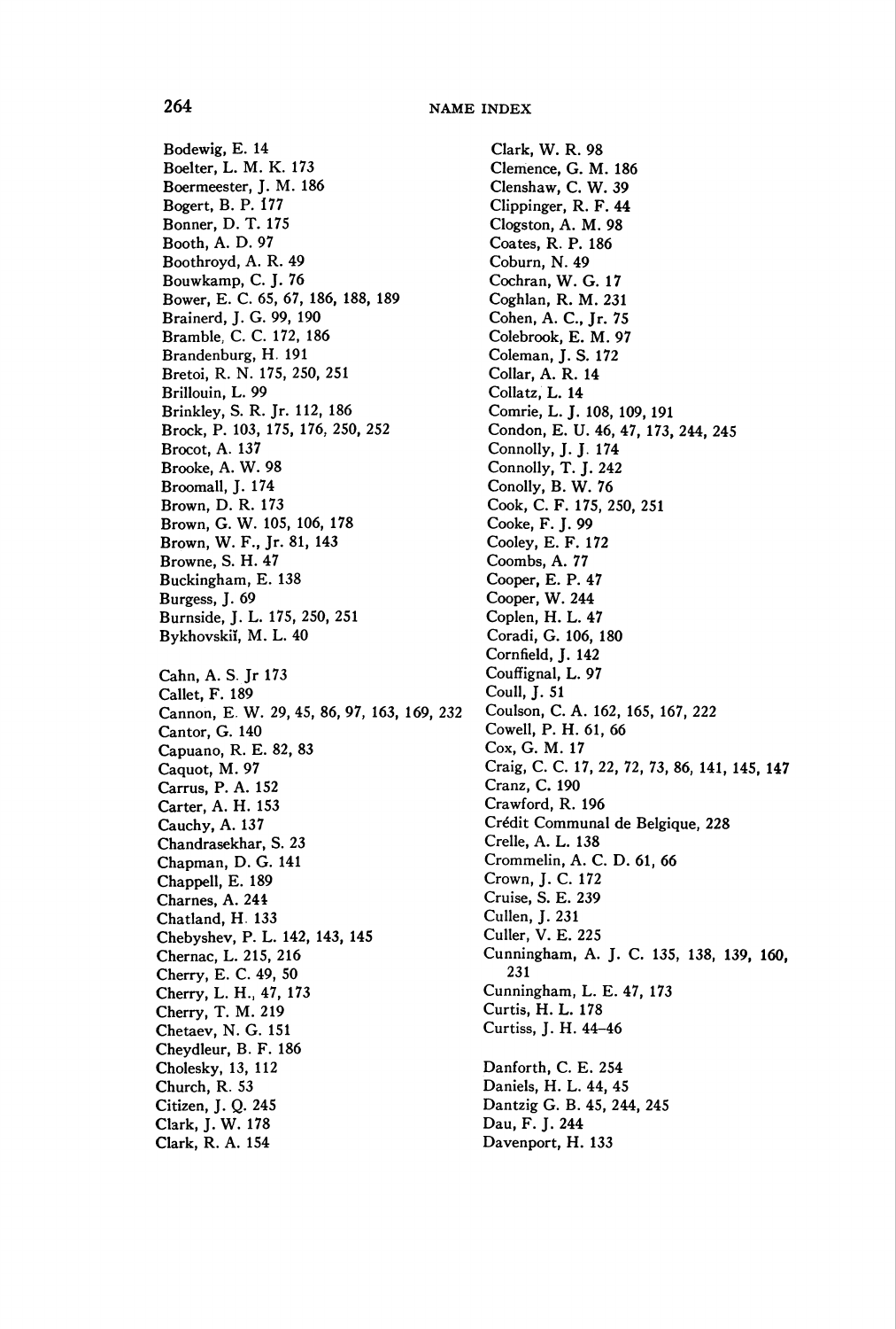Bodewig, E. 14
Boelter, L. M. K. 173
Boermeester, J. M. 186
Bogert, B. P. 177
Bonner, D. T. 175
Booth, A. D. 97
Boothroyd, A. R. 49
Bouwkamp, C. J. 76
Bower, E. C. 65, 67, 186, 188, 189
Brainerd, J. G. 99, 190
Bramble, C. C. 172, 186
Brandenburg, H. 191
Bretoi, R. N. 175, 250, 251
Brillouin, L. 99
Brinkley, S. R. Jr. 112, 186
Brock, P. 103, 175, 176, 250, 252
Brocot, A. 137
Brooke, A. W. 98
Broomall, J. 174
Brown, D. R. 173
Brown, G. W. 105, 106, 178
Brown, W. F., Jr. 81, 143
Browne, S. H. 47
Buckingham, E. 138
Burgess, J. 69
Burnside, J. L. 175, 250, 251
Bykhovskiĭ, M. L. 40

Cahn, A. S. Jr 173
Callet, F. 189
Cannon, E. W. 29, 45, 86, 97, 163, 169, 232
Cantor, G. 140
Capuano, R. E. 82, 83
Caquot, M. 97
Carrus, P. A. 152
Carter, A. H. 153
Cauchy, A. 137
Chandrasekhar, S. 23
Chapman, D. G. 141
Chappell, E. 189
Charnes, A. 244
Chatland, H. 133
Chebyshev, P. L. 142, 143, 145
Chernac, L. 215, 216
Cherry, E. C. 49, 50
Cherry, L. H., 47, 173
Cherry, T. M. 219
Chetaev, N. G. 151
Cheydleur, B. F. 186
Cholesky, 13, 112
Church, R. 53
Citizen, J. Q. 245
Clark, J. W. 178
Clark, R. A. 154
Clark, W. R. 98
Clemence, G. M. 186
Clenshaw, C. W. 39
Clippinger, R. F. 44
Clogston, A. M. 98
Coates, R. P. 186
Coburn, N. 49
Cochran, W. G. 17
Coghlan, R. M. 231
Cohen, A. C., Jr. 75
Colebrook, E. M. 97
Coleman, J. S. 172
Collar, A. R. 14
Collatz, L. 14
Comrie, L. J. 108, 109, 191
Condon, E. U. 46, 47, 173, 244, 245
Connolly, J. J. 174
Connolly, T. J. 242
Conolly, B. W. 76
Cook, C. F. 175, 250, 251
Cooke, F. J. 99
Cooley, E. F. 172
Coombs, A. 77
Cooper, E. P. 47
Cooper, W. 244
Coplen, H. L. 47
Coradi, G. 106, 180
Cornfield, J. 142
Couffignal, L. 97
Coull, J. 51
Coulson, C. A. 162, 165, 167, 222
Cowell, P. H. 61, 66
Cox, G. M. 17
Craig, C. C. 17, 22, 72, 73, 86, 141, 145, 147
Cranz, C. 190
Crawford, R. 196
Crédit Communal de Belgique, 228
Crelle, A. L. 138
Crommelin, A. C. D. 61, 66
Crown, J. C. 172
Cruise, S. E. 239
Cullen, J. 231
Culler, V. E. 225
Cunningham, A. J. C. 135, 138, 139, 160, 231
Cunningham, L. E. 47, 173
Curtis, H. L. 178
Curtiss, J. H. 44–46

Danforth, C. E. 254
Daniels, H. L. 44, 45
Dantzig G. B. 45, 244, 245
Dau, F. J. 244
Davenport, H. 133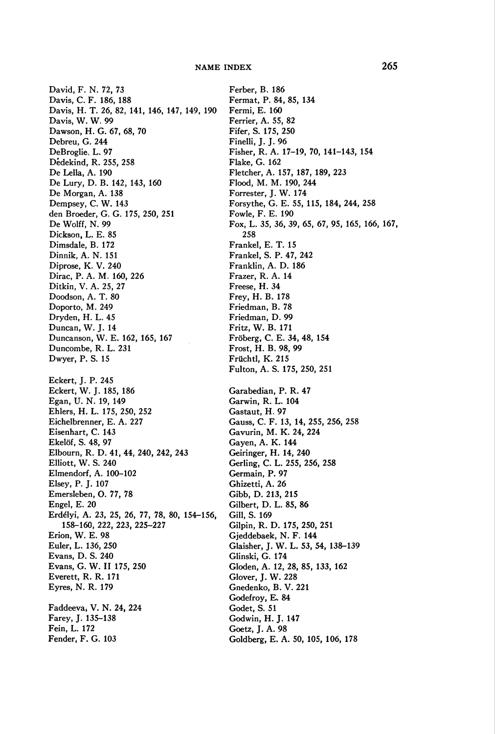David, F. N. 72, 73
Davis, C. F. 186, 188
Davis, H. T. 26, 82, 141, 146, 147, 149, 190
Davis, W. W. 99
Dawson, H. G. 67, 68, 70
Debreu, G. 244
DeBroglie, L. 97
Dědekind, R. 255, 258
De Lella, A. 190
De Lury, D. B. 142, 143, 160
De Morgan, A. 138
Dempsey, C. W. 143
den Broeder, G. G. 175, 250, 251
De Wolff, N. 99
Dickson, L. E. 85
Dimsdale, B. 172
Dinnik, A. N. 151
Diprose, K. V. 240
Dirac, P. A. M. 160, 226
Ditkin, V. A. 25, 27
Doodson, A. T. 80
Doporto, M. 249
Dryden, H. L. 45
Duncan, W. J. 14
Duncanson, W. E. 162, 165, 167
Duncombe, R. L. 231
Dwyer, P. S. 15

Eckert, J. P. 245
Eckert, W. J. 185, 186
Egan, U. N. 19, 149
Ehlers, H. L. 175, 250, 252
Eichelbrenner, E. A. 227
Eisenhart, C. 143
Ekelöf, S. 48, 97
Elbourn, R. D. 41, 44, 240, 242, 243
Elliott, W. S. 240
Elmendorf, A. 100–102
Elsey, P. J. 107
Emersleben, O. 77, 78
Engel, E. 20
Erdélyi, A. 23, 25, 26, 77, 78, 80, 154–156, 158–160, 222, 223, 225–227
Erion, W. E. 98
Euler, L. 136, 250
Evans, D. S. 240
Evans, G. W. II 175, 250
Everett, R. R. 171
Eyres, N. R. 179

Faddeeva, V. N. 24, 224
Farey, J. 135–138
Fein, L. 172
Fender, F. G. 103
Ferber, B. 186
Fermat, P. 84, 85, 134
Fermi, E. 160
Ferrier, A. 55, 82
Fifer, S. 175, 250
Finelli, J. J. 96
Fisher, R. A. 17–19, 70, 141–143, 154
Flake, G. 162
Fletcher, A. 157, 187, 189, 223
Flood, M. M. 190, 244
Forrester, J. W. 174
Forsythe, G. E. 55, 115, 184, 244, 258
Fowle, F. E. 190
Fox, L. 35, 36, 39, 65, 67, 95, 165, 166, 167, 258
Frankel, E. T. 15
Frankel, S. P. 47, 242
Franklin, A. D. 186
Frazer, R. A. 14
Freese, H. 34
Frey, H. B. 178
Friedman, B. 78
Friedman, D. 99
Fritz, W. B. 171
Fröberg, C. E. 34, 48, 154
Frost, H. B. 98, 99
Früchtl, K. 215
Fulton, A. S. 175, 250, 251

Garabedian, P. R. 47
Garwin, R. L. 104
Gastaut, H. 97
Gauss, C. F. 13, 14, 255, 256, 258
Gavurin, M. K. 24, 224
Gayen, A. K. 144
Geiringer, H. 14, 240
Gerling, C. L. 255, 256, 258
Germain, P. 97
Ghizetti, A. 26
Gibb, D. 213, 215
Gilbert, D. L. 85, 86
Gill, S. 169
Gilpin, R. D. 175, 250, 251
Gjeddebaek, N. F. 144
Glaisher, J. W. L. 53, 54, 138–139
Glinski, G. 174
Gloden, A. 12, 28, 85, 133, 162
Glover, J. W. 228
Gnedenko, B. V. 221
Godefroy, E. 84
Godet, S. 51
Godwin, H. J. 147
Goetz, J. A. 98
Goldberg, E. A. 50, 105, 106, 178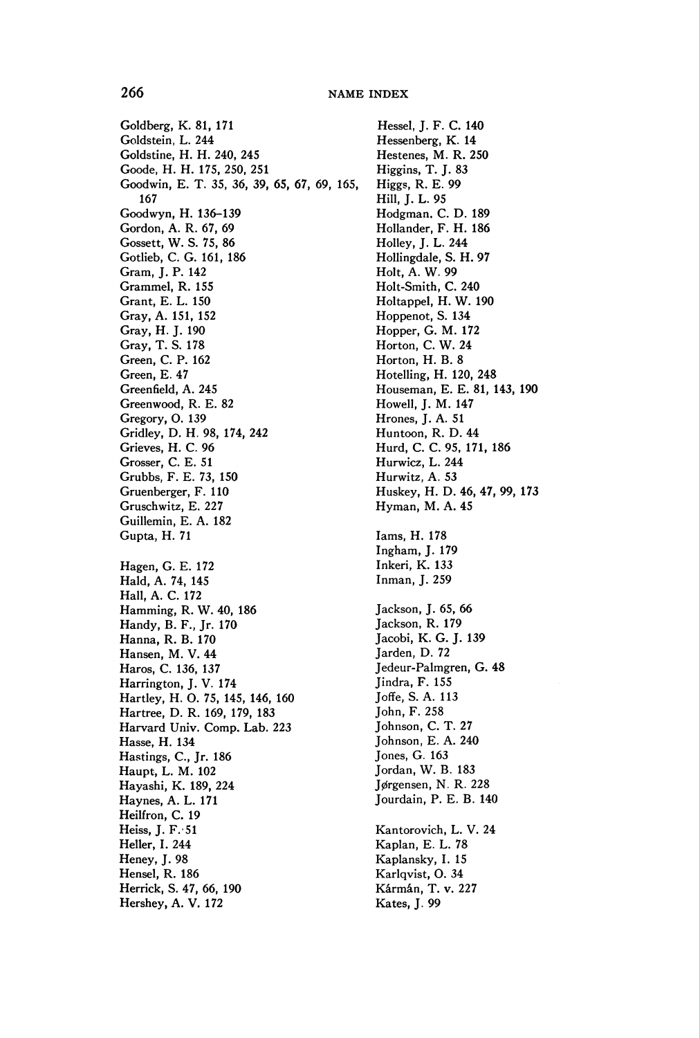Goldberg, K. 81, 171
Goldstein, L. 244
Goldstine, H. H. 240, 245
Goode, H. H. 175, 250, 251
Goodwin, E. T. 35, 36, 39, 65, 67, 69, 165, 167
Goodwyn, H. 136–139
Gordon, A. R. 67, 69
Gossett, W. S. 75, 86
Gotlieb, C. G. 161, 186
Gram, J. P. 142
Grammel, R. 155
Grant, E. L. 150
Gray, A. 151, 152
Gray, H. J. 190
Gray, T. S. 178
Green, C. P. 162
Green, E. 47
Greenfield, A. 245
Greenwood, R. E. 82
Gregory, O. 139
Gridley, D. H. 98, 174, 242
Grieves, H. C. 96
Grosser, C. E. 51
Grubbs, F. E. 73, 150
Gruenberger, F. 110
Gruschwitz, E. 227
Guillemin, E. A. 182
Gupta, H. 71

Hagen, G. E. 172
Hald, A. 74, 145
Hall, A. C. 172
Hamming, R. W. 40, 186
Handy, B. F., Jr. 170
Hanna, R. B. 170
Hansen, M. V. 44
Haros, C. 136, 137
Harrington, J. V. 174
Hartley, H. O. 75, 145, 146, 160
Hartree, D. R. 169, 179, 183
Harvard Univ. Comp. Lab. 223
Hasse, H. 134
Hastings, C., Jr. 186
Haupt, L. M. 102
Hayashi, K. 189, 224
Haynes, A. L. 171
Heilfron, C. 19
Heiss, J. F. 51
Heller, I. 244
Heney, J. 98
Hensel, R. 186
Herrick, S. 47, 66, 190
Hershey, A. V. 172
Hessel, J. F. C. 140
Hessenberg, K. 14
Hestenes, M. R. 250
Higgins, T. J. 83
Higgs, R. E. 99
Hill, J. L. 95
Hodgman, C. D. 189
Hollander, F. H. 186
Holley, J. L. 244
Hollingdale, S. H. 97
Holt, A. W. 99
Holt-Smith, C. 240
Holtappel, H. W. 190
Hoppenot, S. 134
Hopper, G. M. 172
Horton, C. W. 24
Horton, H. B. 8
Hotelling, H. 120, 248
Houseman, E. E. 81, 143, 190
Howell, J. M. 147
Hrones, J. A. 51
Huntoon, R. D. 44
Hurd, C. C. 95, 171, 186
Hurwicz, L. 244
Hurwitz, A. 53
Huskey, H. D. 46, 47, 99, 173
Hyman, M. A. 45

Iams, H. 178
Ingham, J. 179
Inkeri, K. 133
Inman, J. 259

Jackson, J. 65, 66
Jackson, R. 179
Jacobi, K. G. J. 139
Jarden, D. 72
Jedeur-Palmgren, G. 48
Jindra, F. 155
Joffe, S. A. 113
John, F. 258
Johnson, C. T. 27
Johnson, E. A. 240
Jones, G. 163
Jordan, W. B. 183
Jørgensen, N. R. 228
Jourdain, P. E. B. 140

Kantorovich, L. V. 24
Kaplan, E. L. 78
Kaplansky, I. 15
Karlqvist, O. 34
Kármán, T. v. 227
Kates, J. 99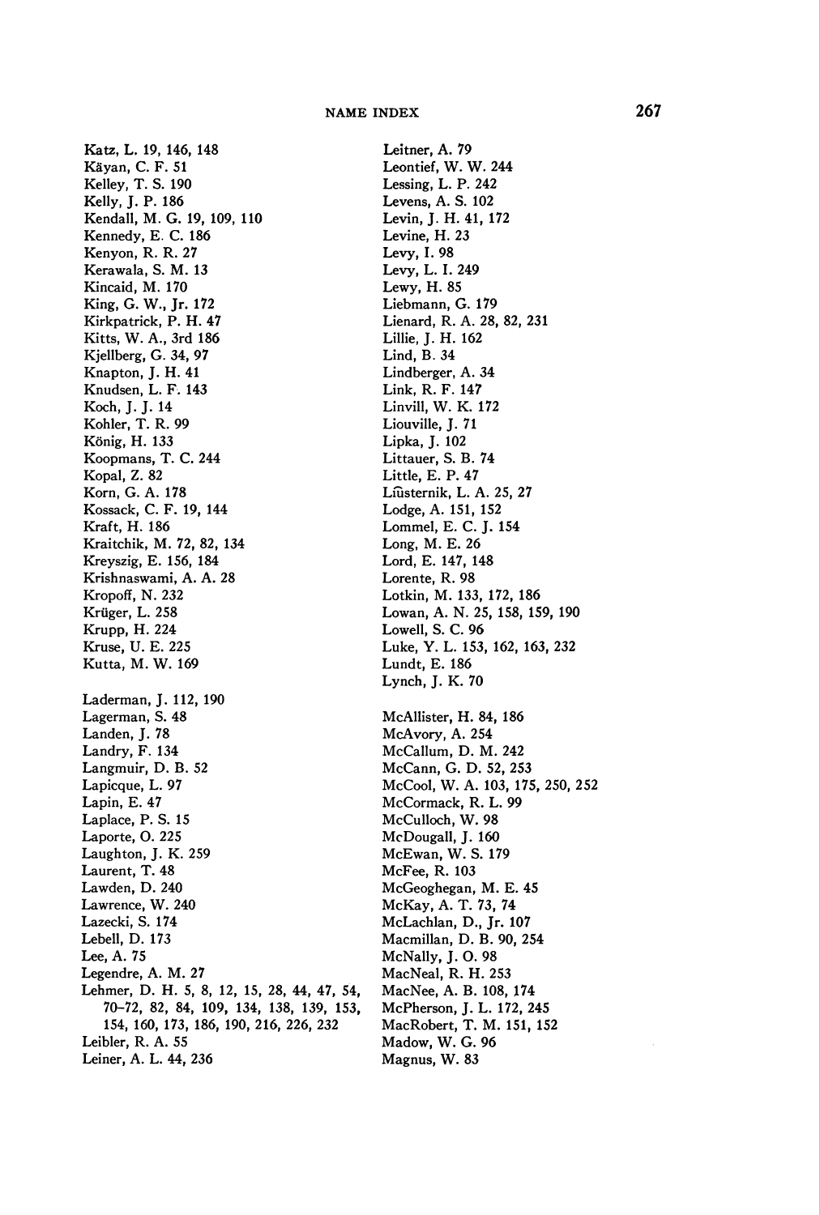Katz, L. 19, 146, 148
Käyan, C. F. 51
Kelley, T. S. 190
Kelly, J. P. 186
Kendall, M. G. 19, 109, 110
Kennedy, E. C. 186
Kenyon, R. R. 27
Kerawala, S. M. 13
Kincaid, M. 170
King, G. W., Jr. 172
Kirkpatrick, P. H. 47
Kitts, W. A., 3rd 186
Kjellberg, G. 34, 97
Knapton, J. H. 41
Knudsen, L. F. 143
Koch, J. J. 14
Kohler, T. R. 99
König, H. 133
Koopmans, T. C. 244
Kopal, Z. 82
Korn, G. A. 178
Kossack, C. F. 19, 144
Kraft, H. 186
Kraitchik, M. 72, 82, 134
Kreyszig, E. 156, 184
Krishnaswami, A. A. 28
Kropoff, N. 232
Krüger, L. 258
Krupp, H. 224
Kruse, U. E. 225
Kutta, M. W. 169

Laderman, J. 112, 190
Lagerman, S. 48
Landen, J. 78
Landry, F. 134
Langmuir, D. B. 52
Lapicque, L. 97
Lapin, E. 47
Laplace, P. S. 15
Laporte, O. 225
Laughton, J. K. 259
Laurent, T. 48
Lawden, D. 240
Lawrence, W. 240
Lazecki, S. 174
Lebell, D. 173
Lee, A. 75
Legendre, A. M. 27
Lehmer, D. H. 5, 8, 12, 15, 28, 44, 47, 54, 70–72, 82, 84, 109, 134, 138, 139, 153, 154, 160, 173, 186, 190, 216, 226, 232
Leibler, R. A. 55
Leiner, A. L. 44, 236
Leitner, A. 79
Leontief, W. W. 244
Lessing, L. P. 242
Levens, A. S. 102
Levin, J. H. 41, 172
Levine, H. 23
Levy, I. 98
Levy, L. I. 249
Lewy, H. 85
Liebmann, G. 179
Lienard, R. A. 28, 82, 231
Lillie, J. H. 162
Lind, B. 34
Lindberger, A. 34
Link, R. F. 147
Linvill, W. K. 172
Liouville, J. 71
Lipka, J. 102
Littauer, S. B. 74
Little, E. P. 47
Lîusternik, L. A. 25, 27
Lodge, A. 151, 152
Lommel, E. C. J. 154
Long, M. E. 26
Lord, E. 147, 148
Lorente, R. 98
Lotkin, M. 133, 172, 186
Lowan, A. N. 25, 158, 159, 190
Lowell, S. C. 96
Luke, Y. L. 153, 162, 163, 232
Lundt, E. 186
Lynch, J. K. 70

McAllister, H. 84, 186
McAvory, A. 254
McCallum, D. M. 242
McCann, G. D. 52, 253
McCool, W. A. 103, 175, 250, 252
McCormack, R. L. 99
McCulloch, W. 98
McDougall, J. 160
McEwan, W. S. 179
McFee, R. 103
McGeoghegan, M. E. 45
McKay, A. T. 73, 74
McLachlan, D., Jr. 107
Macmillan, D. B. 90, 254
McNally, J. O. 98
MacNeal, R. H. 253
MacNee, A. B. 108, 174
McPherson, J. L. 172, 245
MacRobert, T. M. 151, 152
Madow, W. G. 96
Magnus, W. 83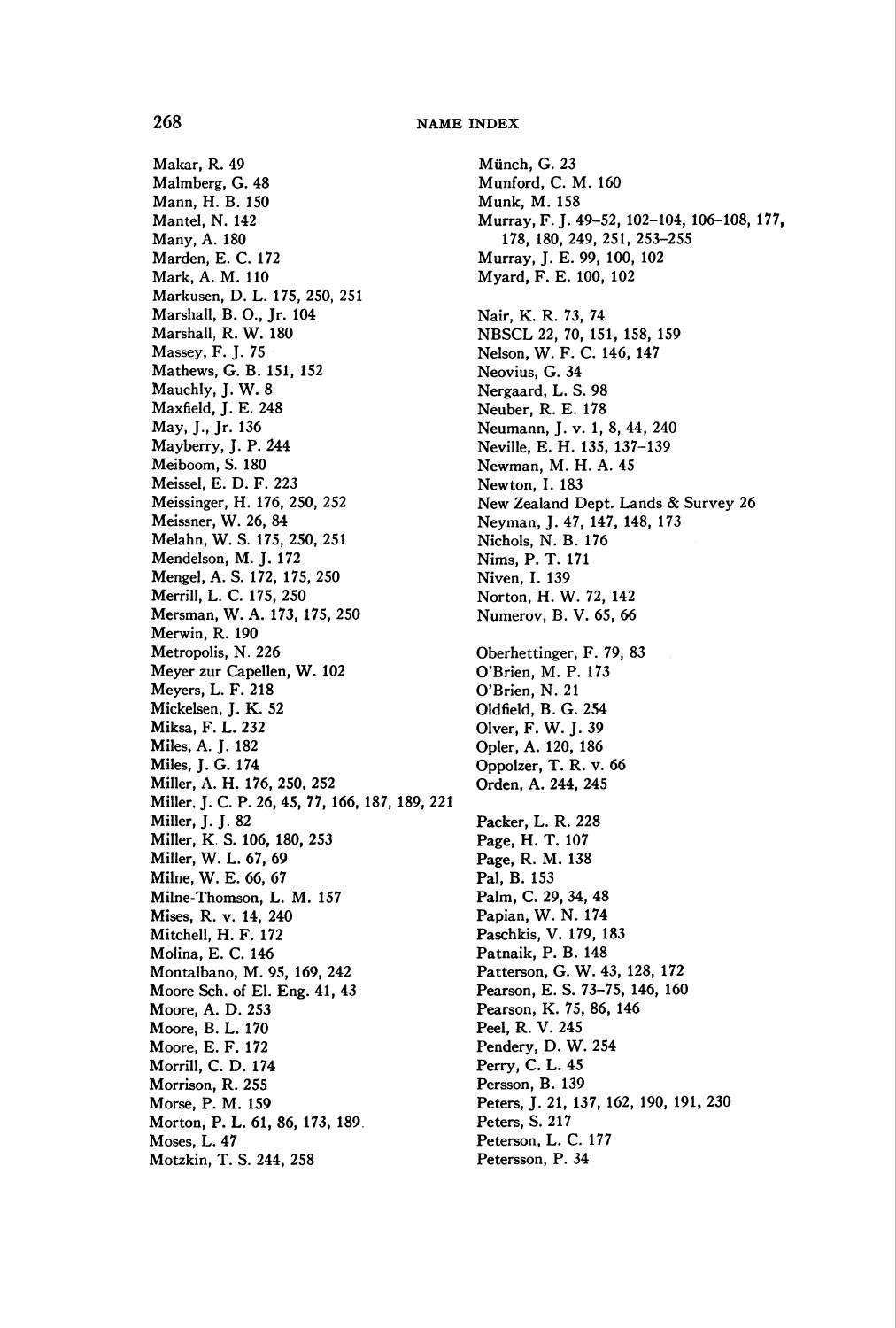Makar, R. 49
Malmberg, G. 48
Mann, H. B. 150
Mantel, N. 142
Many, A. 180
Marden, E. C. 172
Mark, A. M. 110
Markusen, D. L. 175, 250, 251
Marshall, B. O., Jr. 104
Marshall, R. W. 180
Massey, F. J. 75
Mathews, G. B. 151, 152
Mauchly, J. W. 8
Maxfield, J. E. 248
May, J., Jr. 136
Mayberry, J. P. 244
Meiboom, S. 180
Meissel, E. D. F. 223
Meissinger, H. 176, 250, 252
Meissner, W. 26, 84
Melahn, W. S. 175, 250, 251
Mendelson, M. J. 172
Mengel, A. S. 172, 175, 250
Merrill, L. C. 175, 250
Mersman, W. A. 173, 175, 250
Merwin, R. 190
Metropolis, N. 226
Meyer zur Capellen, W. 102
Meyers, L. F. 218
Mickelsen, J. K. 52
Miksa, F. L. 232
Miles, A. J. 182
Miles, J. G. 174
Miller, A. H. 176, 250, 252
Miller, J. C. P. 26, 45, 77, 166, 187, 189, 221
Miller, J. J. 82
Miller, K. S. 106, 180, 253
Miller, W. L. 67, 69
Milne, W. E. 66, 67
Milne-Thomson, L. M. 157
Mises, R. v. 14, 240
Mitchell, H. F. 172
Molina, E. C. 146
Montalbano, M. 95, 169, 242
Moore Sch. of El. Eng. 41, 43
Moore, A. D. 253
Moore, B. L. 170
Moore, E. F. 172
Morrill, C. D. 174
Morrison, R. 255
Morse, P. M. 159
Morton, P. L. 61, 86, 173, 189
Moses, L. 47
Motzkin, T. S. 244, 258
Münch, G. 23
Munford, C. M. 160
Munk, M. 158
Murray, F. J. 49–52, 102–104, 106–108, 177, 178, 180, 249, 251, 253–255
Murray, J. E. 99, 100, 102
Myard, F. E. 100, 102

Nair, K. R. 73, 74
NBSCL 22, 70, 151, 158, 159
Nelson, W. F. C. 146, 147
Neovius, G. 34
Nergaard, L. S. 98
Neuber, R. E. 178
Neumann, J. v. 1, 8, 44, 240
Neville, E. H. 135, 137–139
Newman, M. H. A. 45
Newton, I. 183
New Zealand Dept. Lands & Survey 26
Neyman, J. 47, 147, 148, 173
Nichols, N. B. 176
Nims, P. T. 171
Niven, I. 139
Norton, H. W. 72, 142
Numerov, B. V. 65, 66

Oberhettinger, F. 79, 83
O'Brien, M. P. 173
O'Brien, N. 21
Oldfield, B. G. 254
Olver, F. W. J. 39
Opler, A. 120, 186
Oppolzer, T. R. v. 66
Orden, A. 244, 245

Packer, L. R. 228
Page, H. T. 107
Page, R. M. 138
Pal, B. 153
Palm, C. 29, 34, 48
Papian, W. N. 174
Paschkis, V. 179, 183
Patnaik, P. B. 148
Patterson, G. W. 43, 128, 172
Pearson, E. S. 73–75, 146, 160
Pearson, K. 75, 86, 146
Peel, R. V. 245
Pendery, D. W. 254
Perry, C. L. 45
Persson, B. 139
Peters, J. 21, 137, 162, 190, 191, 230
Peters, S. 217
Peterson, L. C. 177
Petersson, P. 34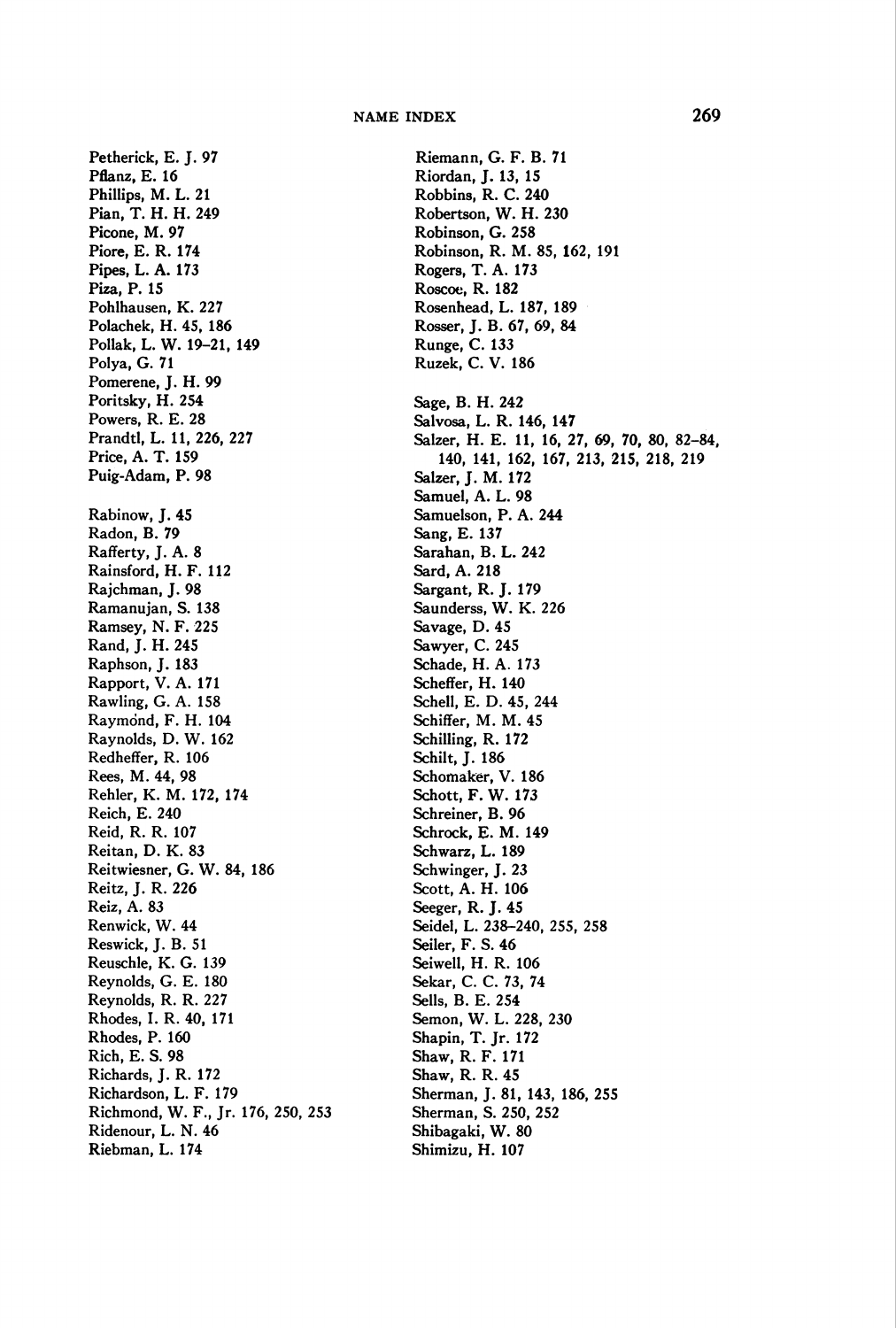Petherick, E. J. 97
Pflanz, E. 16
Phillips, M. L. 21
Pian, T. H. H. 249
Picone, M. 97
Piore, E. R. 174
Pipes, L. A. 173
Piza, P. 15
Pohlhausen, K. 227
Polachek, H. 45, 186
Pollak, L. W. 19–21, 149
Polya, G. 71
Pomerene, J. H. 99
Poritsky, H. 254
Powers, R. E. 28
Prandtl, L. 11, 226, 227
Price, A. T. 159
Puig-Adam, P. 98

Rabinow, J. 45
Radon, B. 79
Rafferty, J. A. 8
Rainsford, H. F. 112
Rajchman, J. 98
Ramanujan, S. 138
Ramsey, N. F. 225
Rand, J. H. 245
Raphson, J. 183
Rapport, V. A. 171
Rawling, G. A. 158
Raymond, F. H. 104
Raynolds, D. W. 162
Redheffer, R. 106
Rees, M. 44, 98
Rehler, K. M. 172, 174
Reich, E. 240
Reid, R. R. 107
Reitan, D. K. 83
Reitwiesner, G. W. 84, 186
Reitz, J. R. 226
Reiz, A. 83
Renwick, W. 44
Reswick, J. B. 51
Reuschle, K. G. 139
Reynolds, G. E. 180
Reynolds, R. R. 227
Rhodes, I. R. 40, 171
Rhodes, P. 160
Rich, E. S. 98
Richards, J. R. 172
Richardson, L. F. 179
Richmond, W. F., Jr. 176, 250, 253
Ridenour, L. N. 46
Riebman, L. 174
Riemann, G. F. B. 71
Riordan, J. 13, 15
Robbins, R. C. 240
Robertson, W. H. 230
Robinson, G. 258
Robinson, R. M. 85, 162, 191
Rogers, T. A. 173
Roscoe, R. 182
Rosenhead, L. 187, 189
Rosser, J. B. 67, 69, 84
Runge, C. 133
Ruzek, C. V. 186

Sage, B. H. 242
Salvosa, L. R. 146, 147
Salzer, H. E. 11, 16, 27, 69, 70, 80, 82–84, 140, 141, 162, 167, 213, 215, 218, 219
Salzer, J. M. 172
Samuel, A. L. 98
Samuelson, P. A. 244
Sang, E. 137
Sarahan, B. L. 242
Sard, A. 218
Sargant, R. J. 179
Saunderss, W. K. 226
Savage, D. 45
Sawyer, C. 245
Schade, H. A. 173
Scheffer, H. 140
Schell, E. D. 45, 244
Schiffer, M. M. 45
Schilling, R. 172
Schilt, J. 186
Schomaker, V. 186
Schott, F. W. 173
Schreiner, B. 96
Schrock, E. M. 149
Schwarz, L. 189
Schwinger, J. 23
Scott, A. H. 106
Seeger, R. J. 45
Seidel, L. 238–240, 255, 258
Seiler, F. S. 46
Seiwell, H. R. 106
Sekar, C. C. 73, 74
Sells, B. E. 254
Semon, W. L. 228, 230
Shapin, T. Jr. 172
Shaw, R. F. 171
Shaw, R. R. 45
Sherman, J. 81, 143, 186, 255
Sherman, S. 250, 252
Shibagaki, W. 80
Shimizu, H. 107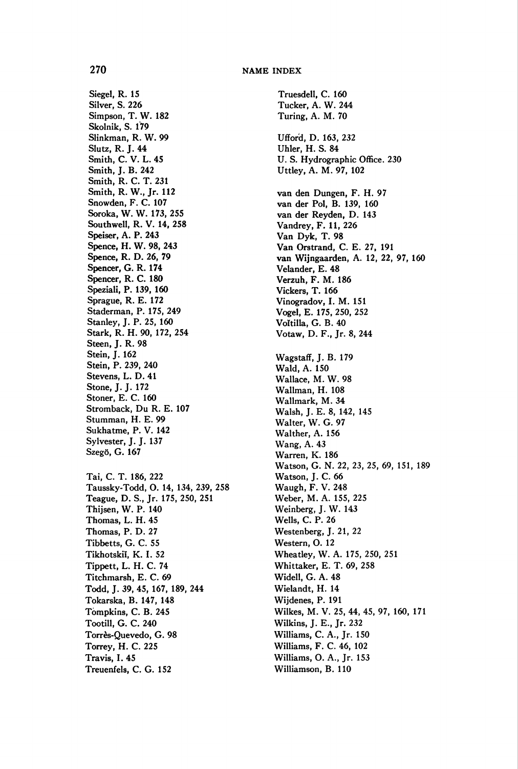Siegel, R. 15
Silver, S. 226
Simpson, T. W. 182
Skolnik, S. 179
Slinkman, R. W. 99
Slutz, R. J. 44
Smith, C. V. L. 45
Smith, J. B. 242
Smith, R. C. T. 231
Smith, R. W., Jr. 112
Snowden, F. C. 107
Soroka, W. W. 173, 255
Southwell, R. V. 14, 258
Speiser, A. P. 243
Spence, H. W. 98, 243
Spence, R. D. 26, 79
Spencer, G. R. 174
Spencer, R. C. 180
Speziali, P. 139, 160
Sprague, R. E. 172
Staderman, P. 175, 249
Stanley, J. P. 25, 160
Stark, R. H. 90, 172, 254
Steen, J. R. 98
Stein, J. 162
Stein, P. 239, 240
Stevens, L. D. 41
Stone, J. J. 172
Stoner, E. C. 160
Stromback, Du R. E. 107
Stumman, H. E. 99
Sukhatme, P. V. 142
Sylvester, J. J. 137
Szegö, G. 167

Tai, C. T. 186, 222
Taussky-Todd, O. 14, 134, 239, 258
Teague, D. S., Jr. 175, 250, 251
Thijsen, W. P. 140
Thomas, L. H. 45
Thomas, P. D. 27
Tibbetts, G. C. 55
Tikhotskiĭ, K. I. 52
Tippett, L. H. C. 74
Titchmarsh, E. C. 69
Todd, J. 39, 45, 167, 189, 244
Tokarska, B. 147, 148
Tompkins, C. B. 245
Tootill, G. C. 240
Torrès-Quevedo, G. 98
Torrey, H. C. 225
Travis, I. 45
Treuenfels, C. G. 152
Truesdell, C. 160
Tucker, A. W. 244
Turing, A. M. 70

Ufford, D. 163, 232
Uhler, H. S. 84
U. S. Hydrographic Office. 230
Uttley, A. M. 97, 102

van den Dungen, F. H. 97
van der Pol, B. 139, 160
van der Reyden, D. 143
Vandrey, F. 11, 226
Van Dyk, T. 98
Van Orstrand, C. E. 27, 191
van Wijngaarden, A. 12, 22, 97, 160
Velander, E. 48
Verzuh, F. M. 186
Vickers, T. 166
Vinogradov, I. M. 151
Vogel, E. 175, 250, 252
Voĭtilla, G. B. 40
Votaw, D. F., Jr. 8, 244

Wagstaff, J. B. 179
Wald, A. 150
Wallace, M. W. 98
Wallman, H. 108
Wallmark, M. 34
Walsh, J. E. 8, 142, 145
Walter, W. G. 97
Walther, A. 156
Wang, A. 43
Warren, K. 186
Watson, G. N. 22, 23, 25, 69, 151, 189
Watson, J. C. 66
Waugh, F. V. 248
Weber, M. A. 155, 225
Weinberg, J. W. 143
Wells, C. P. 26
Westenberg, J. 21, 22
Western, O. 12
Wheatley, W. A. 175, 250, 251
Whittaker, E. T. 69, 258
Widell, G. A. 48
Wielandt, H. 14
Wijdenes, P. 191
Wilkes, M. V. 25, 44, 45, 97, 160, 171
Wilkins, J. E., Jr. 232
Williams, C. A., Jr. 150
Williams, F. C. 46, 102
Williams, O. A., Jr. 153
Williamson, B. 110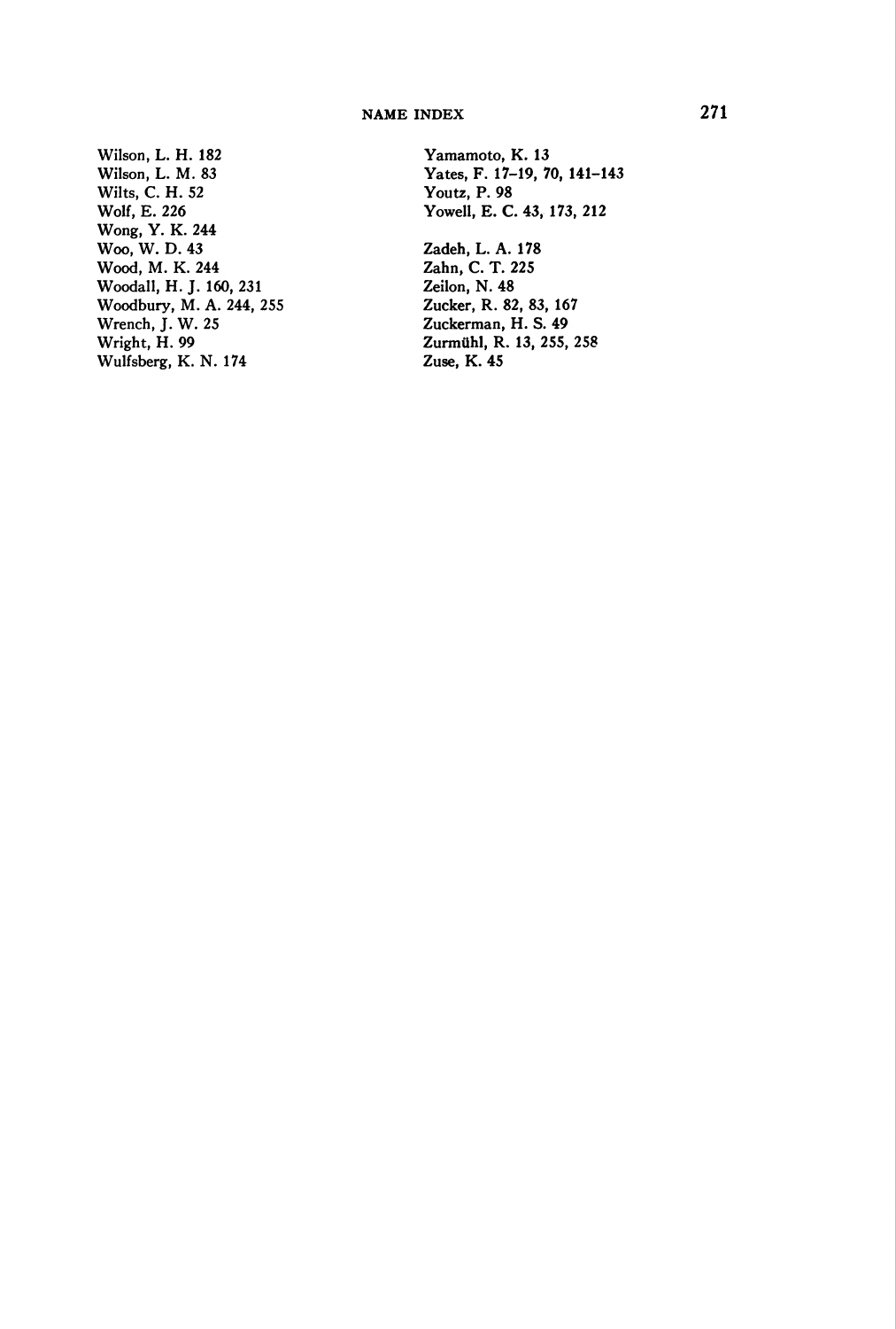Wilson, L. H. 182
Wilson, L. M. 83
Wilts, C. H. 52
Wolf, E. 226
Wong, Y. K. 244
Woo, W. D. 43
Wood, M. K. 244
Woodall, H. J. 160, 231
Woodbury, M. A. 244, 255
Wrench, J. W. 25
Wright, H. 99
Wulfsberg, K. N. 174

Yamamoto, K. 13
Yates, F. 17–19, 70, 141–143
Youtz, P. 98
Yowell, E. C. 43, 173, 212

Zadeh, L. A. 178
Zahn, C. T. 225
Zeilon, N. 48
Zucker, R. 82, 83, 167
Zuckerman, H. S. 49
Zurmühl, R. 13, 255, 258
Zuse, K. 45